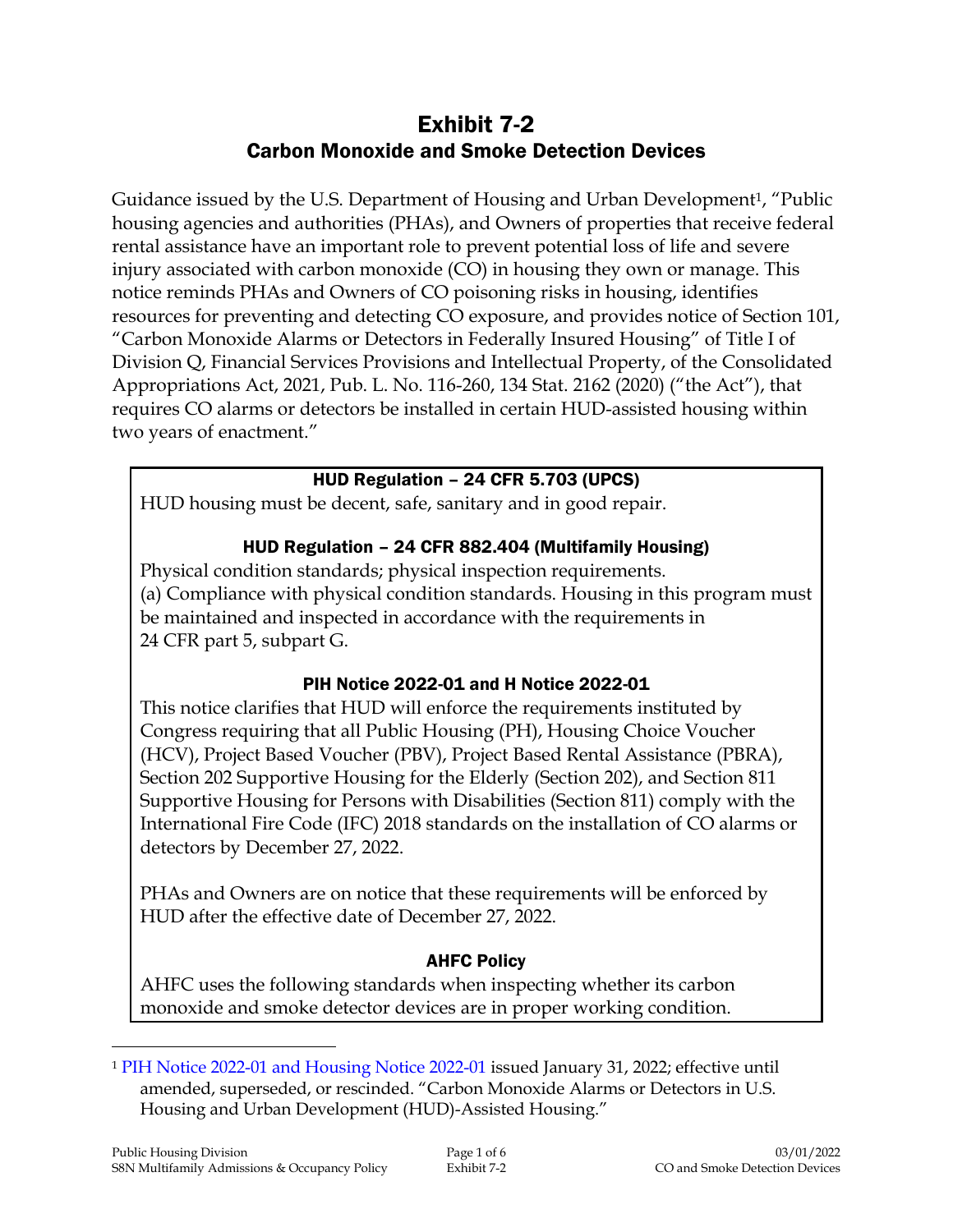# Exhibit 7-2
## Carbon Monoxide and Smoke Detection Devices

Guidance issued by the U.S. Department of Housing and Urban Development[1], "Public housing agencies and authorities (PHAs), and Owners of properties that receive federal rental assistance have an important role to prevent potential loss of life and severe injury associated with carbon monoxide (CO) in housing they own or manage. This notice reminds PHAs and Owners of CO poisoning risks in housing, identifies resources for preventing and detecting CO exposure, and provides notice of Section 101, "Carbon Monoxide Alarms or Detectors in Federally Insured Housing" of Title I of Division Q, Financial Services Provisions and Intellectual Property, of the Consolidated Appropriations Act, 2021, Pub. L. No. 116-260, 134 Stat. 2162 (2020) ("the Act"), that requires CO alarms or detectors be installed in certain HUD-assisted housing within two years of enactment."

### HUD Regulation – 24 CFR 5.703 (UPCS)

HUD housing must be decent, safe, sanitary and in good repair.

### HUD Regulation – 24 CFR 882.404 (Multifamily Housing)

Physical condition standards; physical inspection requirements.
(a) Compliance with physical condition standards. Housing in this program must be maintained and inspected in accordance with the requirements in 24 CFR part 5, subpart G.

### PIH Notice 2022-01 and H Notice 2022-01

This notice clarifies that HUD will enforce the requirements instituted by Congress requiring that all Public Housing (PH), Housing Choice Voucher (HCV), Project Based Voucher (PBV), Project Based Rental Assistance (PBRA), Section 202 Supportive Housing for the Elderly (Section 202), and Section 811 Supportive Housing for Persons with Disabilities (Section 811) comply with the International Fire Code (IFC) 2018 standards on the installation of CO alarms or detectors by December 27, 2022.

PHAs and Owners are on notice that these requirements will be enforced by HUD after the effective date of December 27, 2022.

### AHFC Policy

AHFC uses the following standards when inspecting whether its carbon monoxide and smoke detector devices are in proper working condition.

---

[1] PIH Notice 2022-01 and Housing Notice 2022-01 issued January 31, 2022; effective until amended, superseded, or rescinded. "Carbon Monoxide Alarms or Detectors in U.S. Housing and Urban Development (HUD)-Assisted Housing."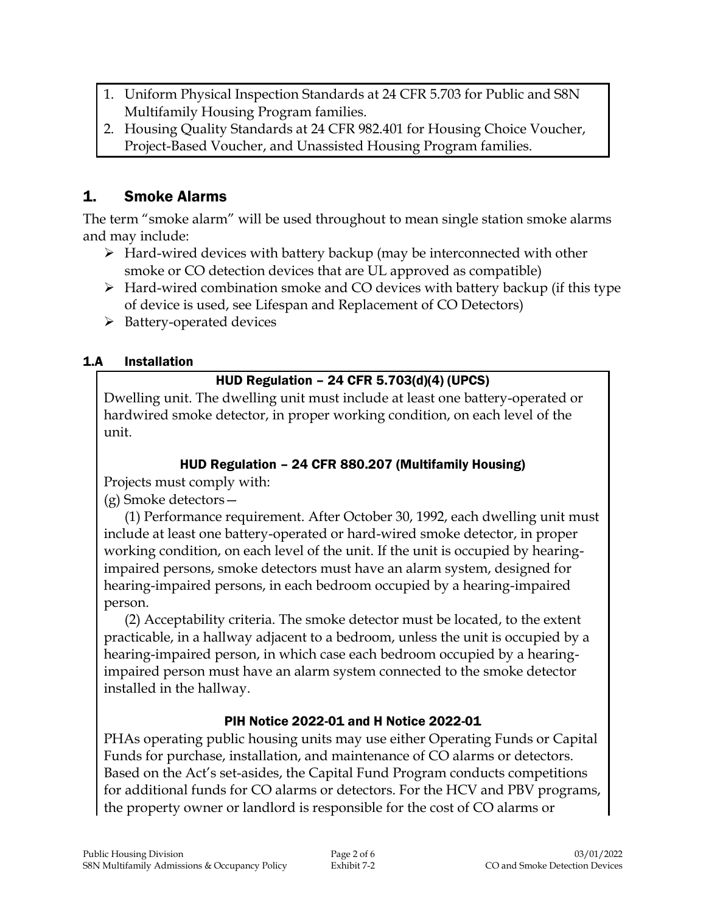1. Uniform Physical Inspection Standards at 24 CFR 5.703 for Public and S8N Multifamily Housing Program families.
2. Housing Quality Standards at 24 CFR 982.401 for Housing Choice Voucher, Project-Based Voucher, and Unassisted Housing Program families.

# 1. Smoke Alarms

The term "smoke alarm" will be used throughout to mean single station smoke alarms and may include:

- Hard-wired devices with battery backup (may be interconnected with other smoke or CO detection devices that are UL approved as compatible)
- Hard-wired combination smoke and CO devices with battery backup (if this type of device is used, see Lifespan and Replacement of CO Detectors)
- Battery-operated devices

## 1.A Installation

**HUD Regulation – 24 CFR 5.703(d)(4) (UPCS)**

Dwelling unit. The dwelling unit must include at least one battery-operated or hardwired smoke detector, in proper working condition, on each level of the unit.

**HUD Regulation – 24 CFR 880.207 (Multifamily Housing)**

Projects must comply with:

(g) Smoke detectors—

(1) Performance requirement. After October 30, 1992, each dwelling unit must include at least one battery-operated or hard-wired smoke detector, in proper working condition, on each level of the unit. If the unit is occupied by hearing-impaired persons, smoke detectors must have an alarm system, designed for hearing-impaired persons, in each bedroom occupied by a hearing-impaired person.

(2) Acceptability criteria. The smoke detector must be located, to the extent practicable, in a hallway adjacent to a bedroom, unless the unit is occupied by a hearing-impaired person, in which case each bedroom occupied by a hearing-impaired person must have an alarm system connected to the smoke detector installed in the hallway.

**PIH Notice 2022-01 and H Notice 2022-01**

PHAs operating public housing units may use either Operating Funds or Capital Funds for purchase, installation, and maintenance of CO alarms or detectors. Based on the Act's set-asides, the Capital Fund Program conducts competitions for additional funds for CO alarms or detectors. For the HCV and PBV programs, the property owner or landlord is responsible for the cost of CO alarms or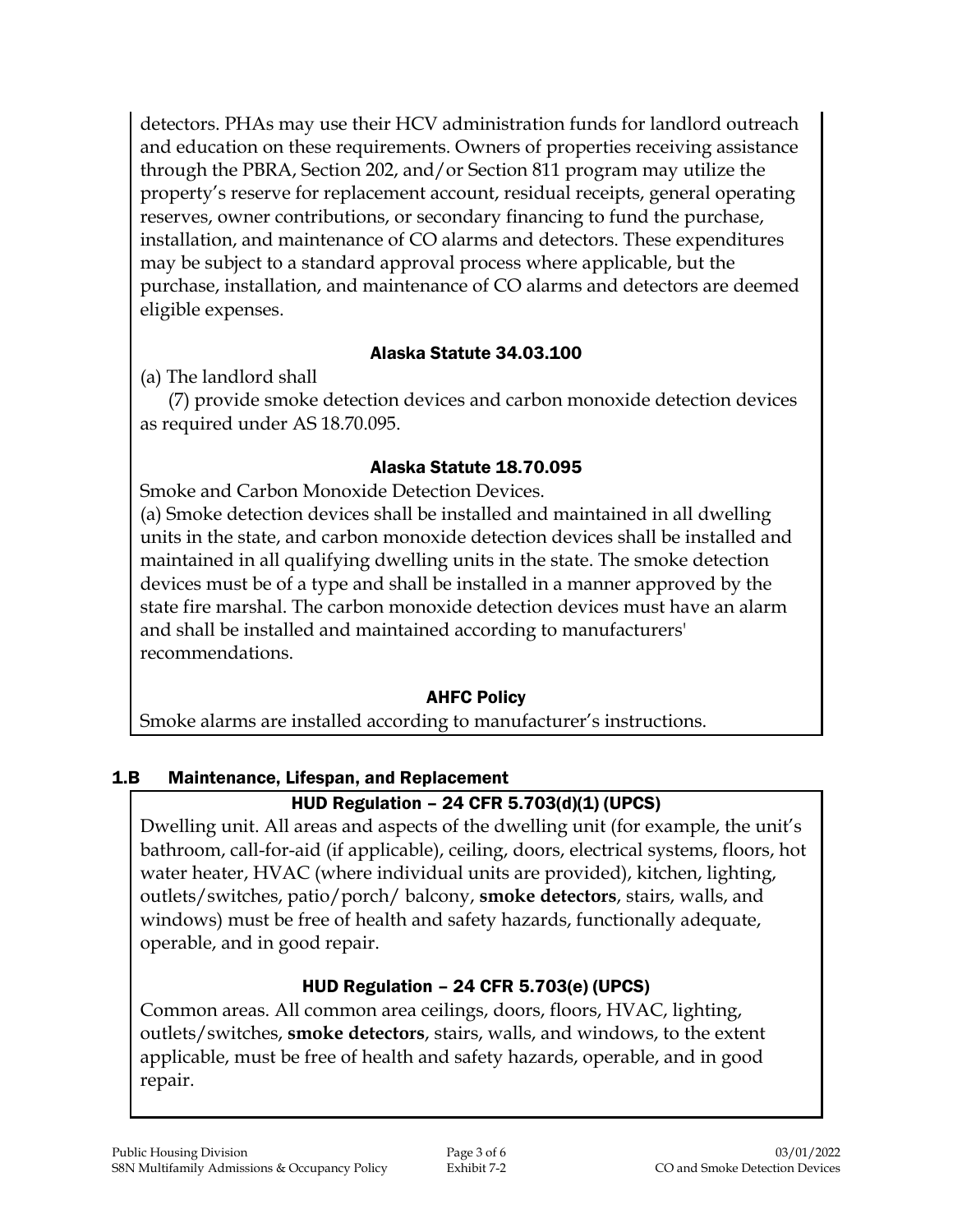detectors. PHAs may use their HCV administration funds for landlord outreach and education on these requirements. Owners of properties receiving assistance through the PBRA, Section 202, and/or Section 811 program may utilize the property's reserve for replacement account, residual receipts, general operating reserves, owner contributions, or secondary financing to fund the purchase, installation, and maintenance of CO alarms and detectors. These expenditures may be subject to a standard approval process where applicable, but the purchase, installation, and maintenance of CO alarms and detectors are deemed eligible expenses.

**Alaska Statute 34.03.100**

(a) The landlord shall

(7) provide smoke detection devices and carbon monoxide detection devices as required under AS 18.70.095.

**Alaska Statute 18.70.095**

Smoke and Carbon Monoxide Detection Devices.

(a) Smoke detection devices shall be installed and maintained in all dwelling units in the state, and carbon monoxide detection devices shall be installed and maintained in all qualifying dwelling units in the state. The smoke detection devices must be of a type and shall be installed in a manner approved by the state fire marshal. The carbon monoxide detection devices must have an alarm and shall be installed and maintained according to manufacturers' recommendations.

**AHFC Policy**

Smoke alarms are installed according to manufacturer's instructions.

## 1.B Maintenance, Lifespan, and Replacement

**HUD Regulation – 24 CFR 5.703(d)(1) (UPCS)**

Dwelling unit. All areas and aspects of the dwelling unit (for example, the unit's bathroom, call-for-aid (if applicable), ceiling, doors, electrical systems, floors, hot water heater, HVAC (where individual units are provided), kitchen, lighting, outlets/switches, patio/porch/ balcony, **smoke detectors**, stairs, walls, and windows) must be free of health and safety hazards, functionally adequate, operable, and in good repair.

**HUD Regulation – 24 CFR 5.703(e) (UPCS)**

Common areas. All common area ceilings, doors, floors, HVAC, lighting, outlets/switches, **smoke detectors**, stairs, walls, and windows, to the extent applicable, must be free of health and safety hazards, operable, and in good repair.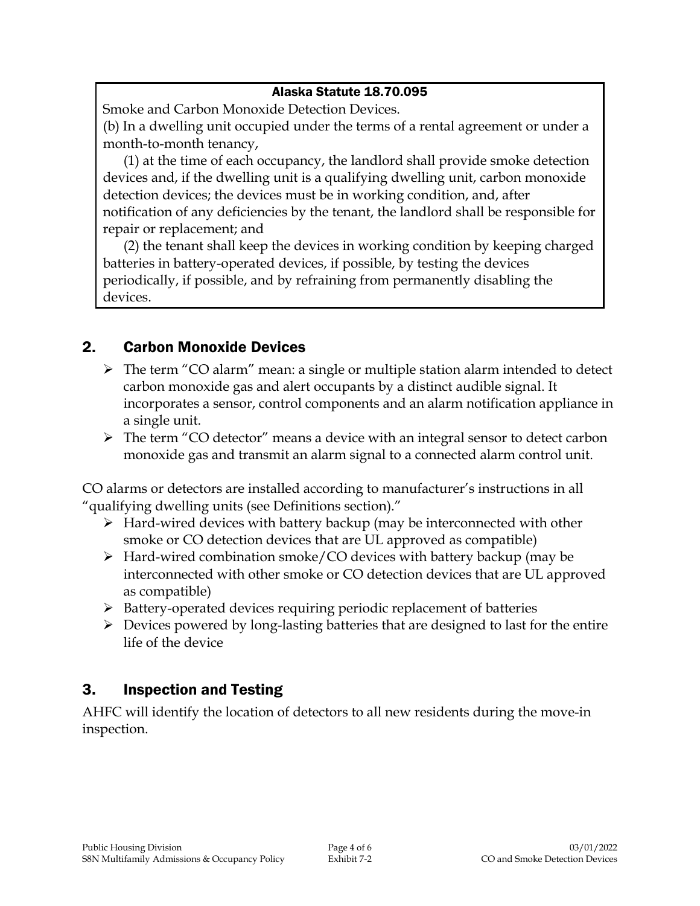**Alaska Statute 18.70.095**

Smoke and Carbon Monoxide Detection Devices.

(b) In a dwelling unit occupied under the terms of a rental agreement or under a month-to-month tenancy,

(1) at the time of each occupancy, the landlord shall provide smoke detection devices and, if the dwelling unit is a qualifying dwelling unit, carbon monoxide detection devices; the devices must be in working condition, and, after notification of any deficiencies by the tenant, the landlord shall be responsible for repair or replacement; and

(2) the tenant shall keep the devices in working condition by keeping charged batteries in battery-operated devices, if possible, by testing the devices periodically, if possible, and by refraining from permanently disabling the devices.

## 2. Carbon Monoxide Devices

- The term "CO alarm" mean: a single or multiple station alarm intended to detect carbon monoxide gas and alert occupants by a distinct audible signal. It incorporates a sensor, control components and an alarm notification appliance in a single unit.
- The term "CO detector" means a device with an integral sensor to detect carbon monoxide gas and transmit an alarm signal to a connected alarm control unit.

CO alarms or detectors are installed according to manufacturer's instructions in all "qualifying dwelling units (see Definitions section)."

- Hard-wired devices with battery backup (may be interconnected with other smoke or CO detection devices that are UL approved as compatible)
- Hard-wired combination smoke/CO devices with battery backup (may be interconnected with other smoke or CO detection devices that are UL approved as compatible)
- Battery-operated devices requiring periodic replacement of batteries
- Devices powered by long-lasting batteries that are designed to last for the entire life of the device

## 3. Inspection and Testing

AHFC will identify the location of detectors to all new residents during the move-in inspection.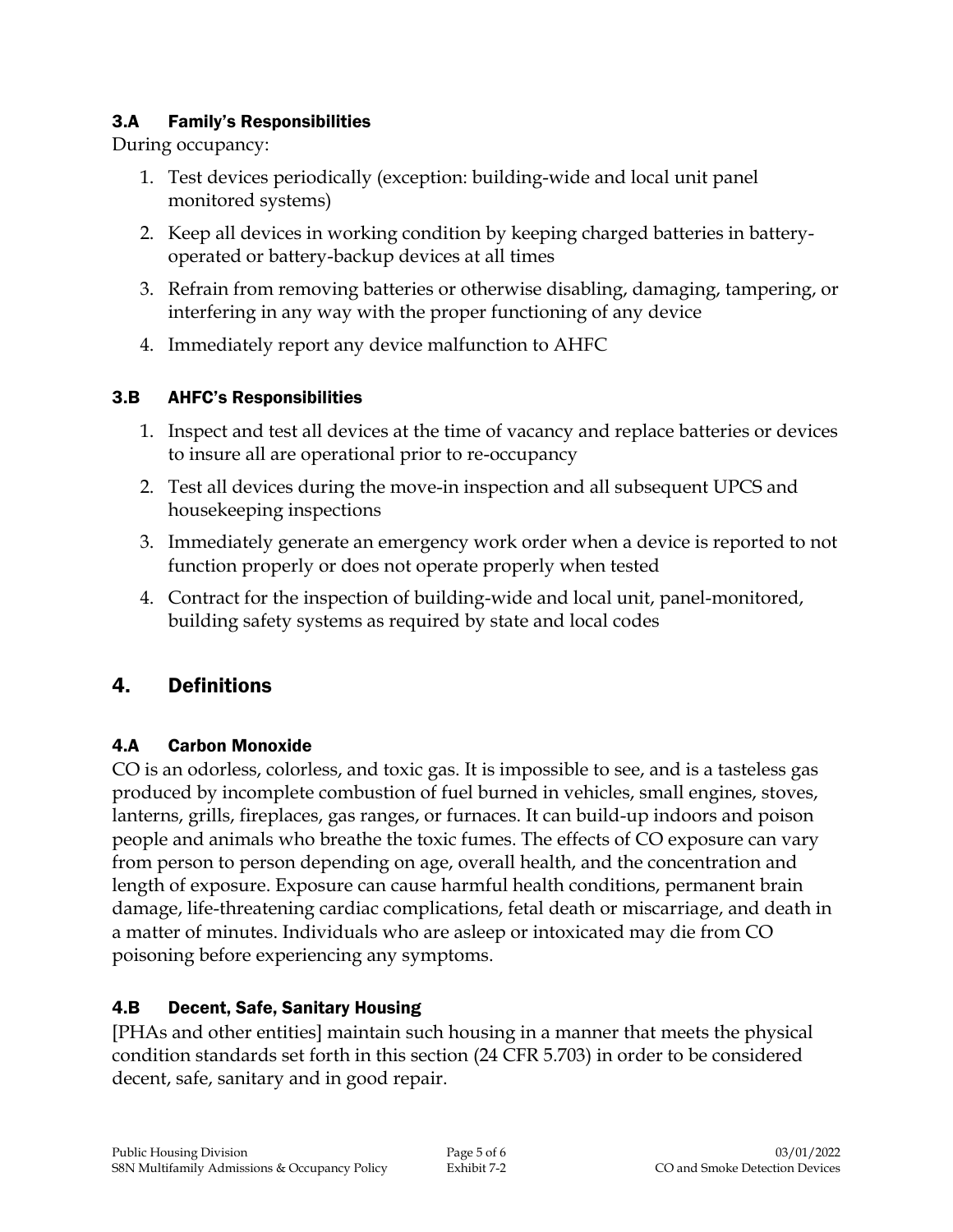### 3.A Family's Responsibilities

During occupancy:

1. Test devices periodically (exception: building-wide and local unit panel monitored systems)
2. Keep all devices in working condition by keeping charged batteries in battery-operated or battery-backup devices at all times
3. Refrain from removing batteries or otherwise disabling, damaging, tampering, or interfering in any way with the proper functioning of any device
4. Immediately report any device malfunction to AHFC

### 3.B AHFC's Responsibilities

1. Inspect and test all devices at the time of vacancy and replace batteries or devices to insure all are operational prior to re-occupancy
2. Test all devices during the move-in inspection and all subsequent UPCS and housekeeping inspections
3. Immediately generate an emergency work order when a device is reported to not function properly or does not operate properly when tested
4. Contract for the inspection of building-wide and local unit, panel-monitored, building safety systems as required by state and local codes

## 4. Definitions

### 4.A Carbon Monoxide

CO is an odorless, colorless, and toxic gas. It is impossible to see, and is a tasteless gas produced by incomplete combustion of fuel burned in vehicles, small engines, stoves, lanterns, grills, fireplaces, gas ranges, or furnaces. It can build-up indoors and poison people and animals who breathe the toxic fumes. The effects of CO exposure can vary from person to person depending on age, overall health, and the concentration and length of exposure. Exposure can cause harmful health conditions, permanent brain damage, life-threatening cardiac complications, fetal death or miscarriage, and death in a matter of minutes. Individuals who are asleep or intoxicated may die from CO poisoning before experiencing any symptoms.

### 4.B Decent, Safe, Sanitary Housing

[PHAs and other entities] maintain such housing in a manner that meets the physical condition standards set forth in this section (24 CFR 5.703) in order to be considered decent, safe, sanitary and in good repair.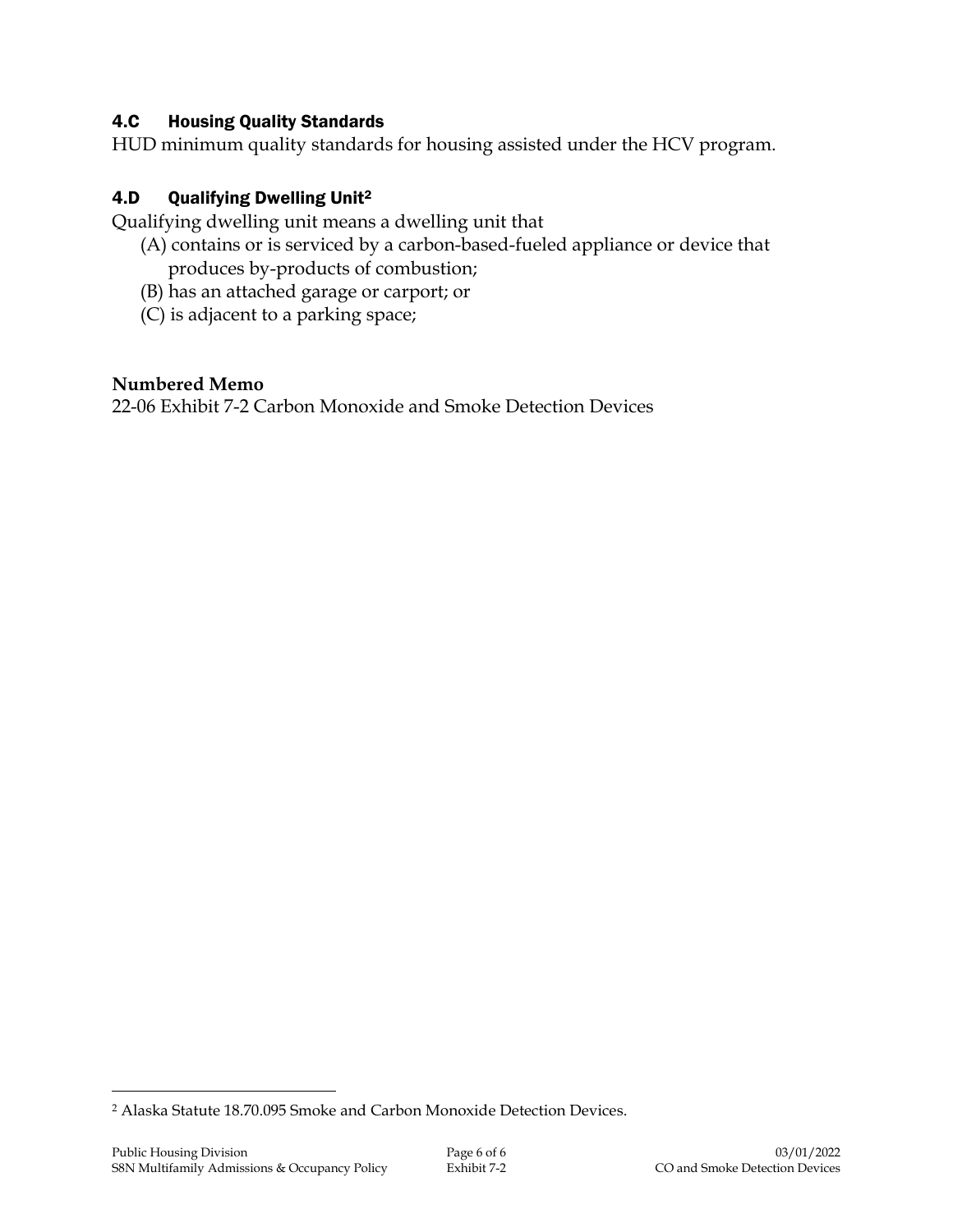### 4.C Housing Quality Standards

HUD minimum quality standards for housing assisted under the HCV program.

### 4.D Qualifying Dwelling Unit[2]

Qualifying dwelling unit means a dwelling unit that

(A) contains or is serviced by a carbon-based-fueled appliance or device that produces by-products of combustion;

(B) has an attached garage or carport; or

(C) is adjacent to a parking space;

**Numbered Memo**

22-06 Exhibit 7-2 Carbon Monoxide and Smoke Detection Devices

---

[2] Alaska Statute 18.70.095 Smoke and Carbon Monoxide Detection Devices.